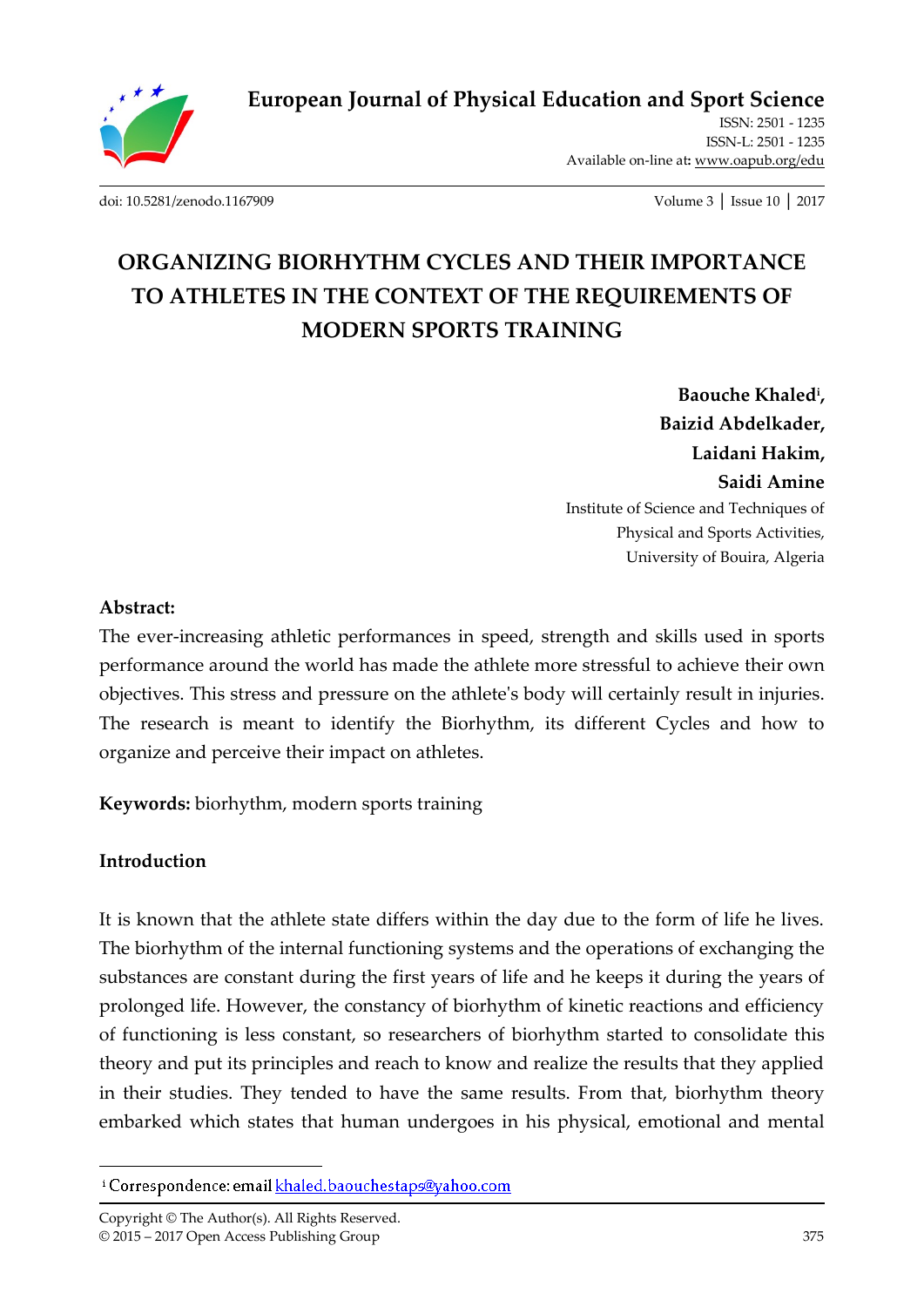# European Journal of Physical Education and Sport Science

ISSN: 2501 - 1235
ISSN-L: 2501 - 1235
Available on-line at: www.oapub.org/edu

doi: 10.5281/zenodo.1167909 | Volume 3 | Issue 10 | 2017

## ORGANIZING BIORHYTHM CYCLES AND THEIR IMPORTANCE TO ATHLETES IN THE CONTEXT OF THE REQUIREMENTS OF MODERN SPORTS TRAINING

**Baouche Khaled[i],**
**Baizid Abdelkader,**
**Laidani Hakim,**
**Saidi Amine**

Institute of Science and Techniques of Physical and Sports Activities, University of Bouira, Algeria

### Abstract:

The ever-increasing athletic performances in speed, strength and skills used in sports performance around the world has made the athlete more stressful to achieve their own objectives. This stress and pressure on the athlete's body will certainly result in injuries. The research is meant to identify the Biorhythm, its different Cycles and how to organize and perceive their impact on athletes.

**Keywords:** biorhythm, modern sports training

### Introduction

It is known that the athlete state differs within the day due to the form of life he lives. The biorhythm of the internal functioning systems and the operations of exchanging the substances are constant during the first years of life and he keeps it during the years of prolonged life. However, the constancy of biorhythm of kinetic reactions and efficiency of functioning is less constant, so researchers of biorhythm started to consolidate this theory and put its principles and reach to know and realize the results that they applied in their studies. They tended to have the same results. From that, biorhythm theory embarked which states that human undergoes in his physical, emotional and mental

---

[i] Correspondence: email khaled.baouchestaps@yahoo.com

Copyright © The Author(s). All Rights Reserved.
© 2015 – 2017 Open Access Publishing Group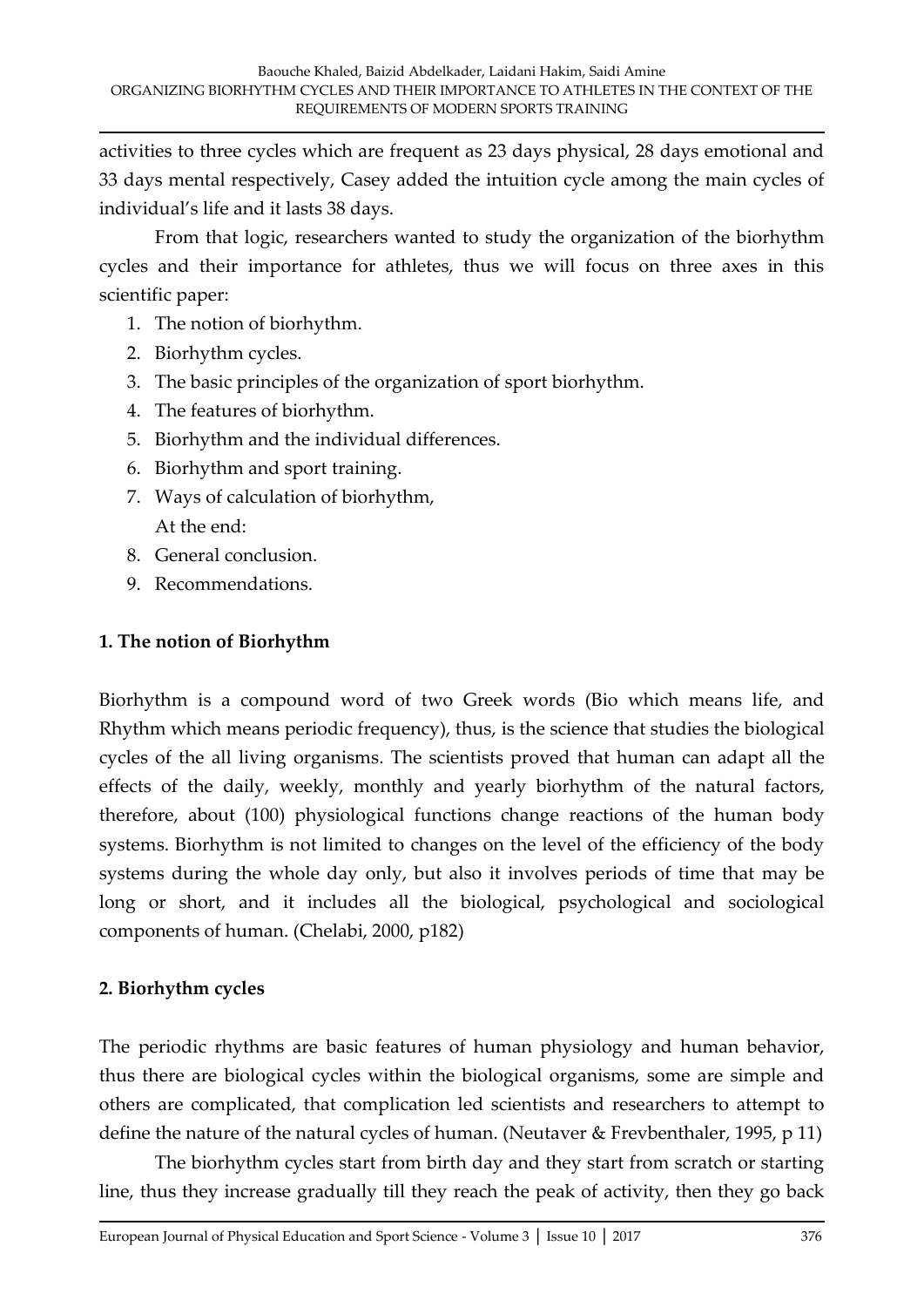activities to three cycles which are frequent as 23 days physical, 28 days emotional and 33 days mental respectively, Casey added the intuition cycle among the main cycles of individual's life and it lasts 38 days.

From that logic, researchers wanted to study the organization of the biorhythm cycles and their importance for athletes, thus we will focus on three axes in this scientific paper:

1. The notion of biorhythm.
2. Biorhythm cycles.
3. The basic principles of the organization of sport biorhythm.
4. The features of biorhythm.
5. Biorhythm and the individual differences.
6. Biorhythm and sport training.
7. Ways of calculation of biorhythm,
   At the end:
8. General conclusion.
9. Recommendations.

## 1. The notion of Biorhythm

Biorhythm is a compound word of two Greek words (Bio which means life, and Rhythm which means periodic frequency), thus, is the science that studies the biological cycles of the all living organisms. The scientists proved that human can adapt all the effects of the daily, weekly, monthly and yearly biorhythm of the natural factors, therefore, about (100) physiological functions change reactions of the human body systems. Biorhythm is not limited to changes on the level of the efficiency of the body systems during the whole day only, but also it involves periods of time that may be long or short, and it includes all the biological, psychological and sociological components of human. (Chelabi, 2000, p182)

## 2. Biorhythm cycles

The periodic rhythms are basic features of human physiology and human behavior, thus there are biological cycles within the biological organisms, some are simple and others are complicated, that complication led scientists and researchers to attempt to define the nature of the natural cycles of human. (Neutaver & Frevbenthaler, 1995, p 11)

The biorhythm cycles start from birth day and they start from scratch or starting line, thus they increase gradually till they reach the peak of activity, then they go back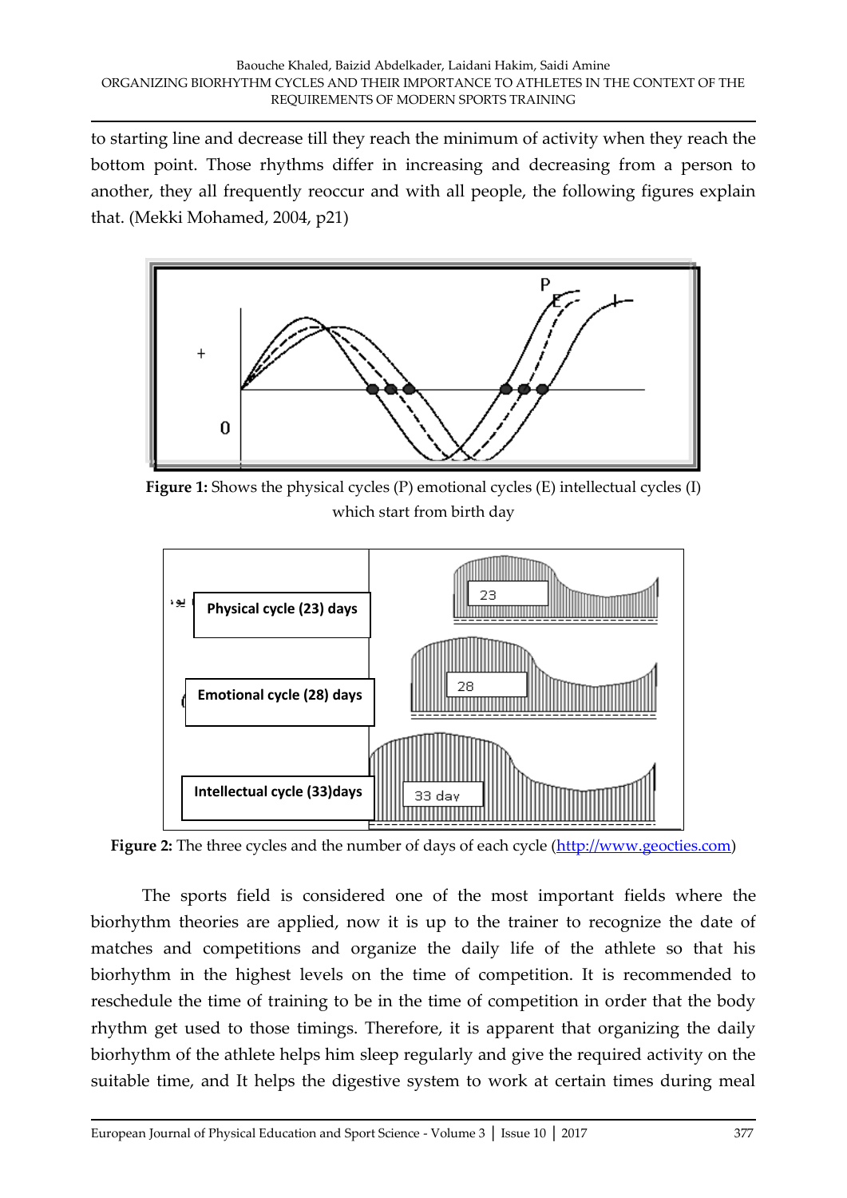to starting line and decrease till they reach the minimum of activity when they reach the bottom point. Those rhythms differ in increasing and decreasing from a person to another, they all frequently reoccur and with all people, the following figures explain that. (Mekki Mohamed, 2004, p21)

**Figure 1:** Shows the physical cycles (P) emotional cycles (E) intellectual cycles (I) which start from birth day

**Figure 2:** The three cycles and the number of days of each cycle (http://www.geocties.com)

The sports field is considered one of the most important fields where the biorhythm theories are applied, now it is up to the trainer to recognize the date of matches and competitions and organize the daily life of the athlete so that his biorhythm in the highest levels on the time of competition. It is recommended to reschedule the time of training to be in the time of competition in order that the body rhythm get used to those timings. Therefore, it is apparent that organizing the daily biorhythm of the athlete helps him sleep regularly and give the required activity on the suitable time, and It helps the digestive system to work at certain times during meal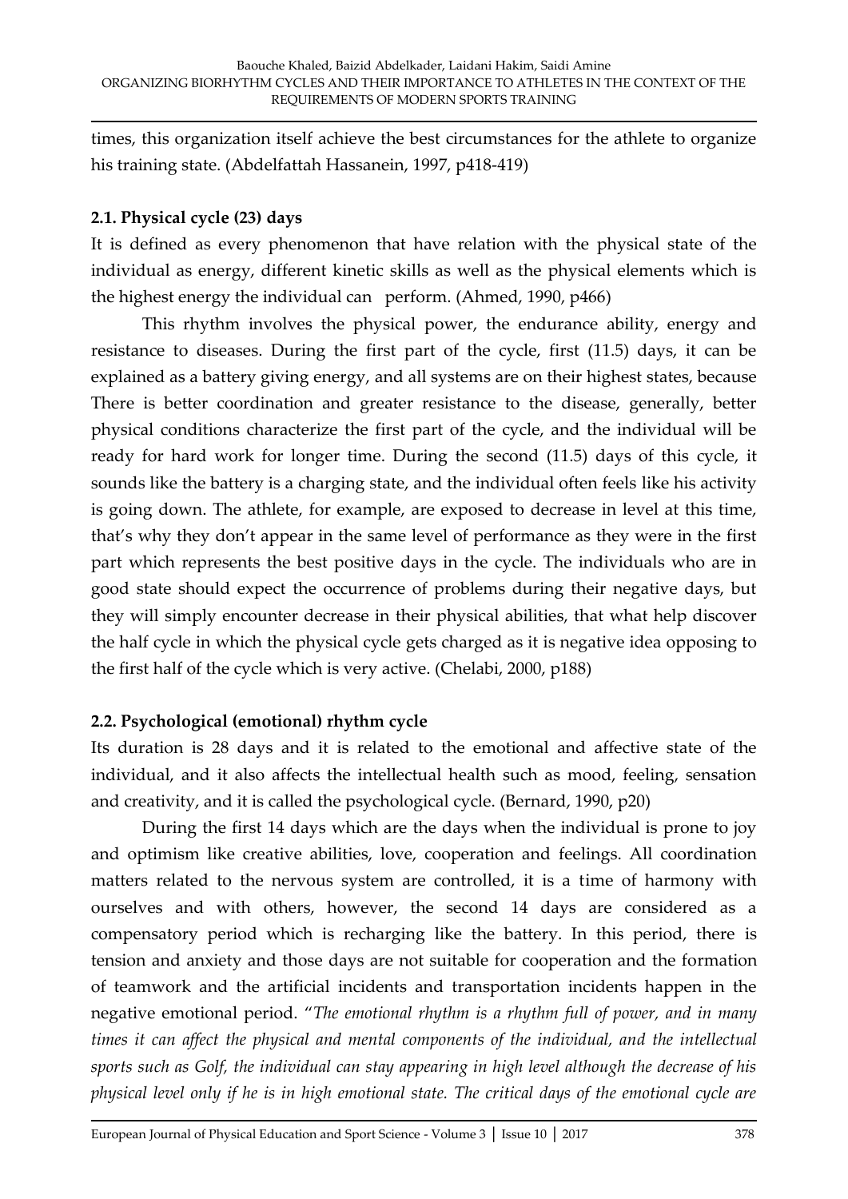times, this organization itself achieve the best circumstances for the athlete to organize his training state. (Abdelfattah Hassanein, 1997, p418-419)

### 2.1. Physical cycle (23) days

It is defined as every phenomenon that have relation with the physical state of the individual as energy, different kinetic skills as well as the physical elements which is the highest energy the individual can perform. (Ahmed, 1990, p466)

This rhythm involves the physical power, the endurance ability, energy and resistance to diseases. During the first part of the cycle, first (11.5) days, it can be explained as a battery giving energy, and all systems are on their highest states, because There is better coordination and greater resistance to the disease, generally, better physical conditions characterize the first part of the cycle, and the individual will be ready for hard work for longer time. During the second (11.5) days of this cycle, it sounds like the battery is a charging state, and the individual often feels like his activity is going down. The athlete, for example, are exposed to decrease in level at this time, that's why they don't appear in the same level of performance as they were in the first part which represents the best positive days in the cycle. The individuals who are in good state should expect the occurrence of problems during their negative days, but they will simply encounter decrease in their physical abilities, that what help discover the half cycle in which the physical cycle gets charged as it is negative idea opposing to the first half of the cycle which is very active. (Chelabi, 2000, p188)

### 2.2. Psychological (emotional) rhythm cycle

Its duration is 28 days and it is related to the emotional and affective state of the individual, and it also affects the intellectual health such as mood, feeling, sensation and creativity, and it is called the psychological cycle. (Bernard, 1990, p20)

During the first 14 days which are the days when the individual is prone to joy and optimism like creative abilities, love, cooperation and feelings. All coordination matters related to the nervous system are controlled, it is a time of harmony with ourselves and with others, however, the second 14 days are considered as a compensatory period which is recharging like the battery. In this period, there is tension and anxiety and those days are not suitable for cooperation and the formation of teamwork and the artificial incidents and transportation incidents happen in the negative emotional period. "*The emotional rhythm is a rhythm full of power, and in many times it can affect the physical and mental components of the individual, and the intellectual sports such as Golf, the individual can stay appearing in high level although the decrease of his physical level only if he is in high emotional state. The critical days of the emotional cycle are*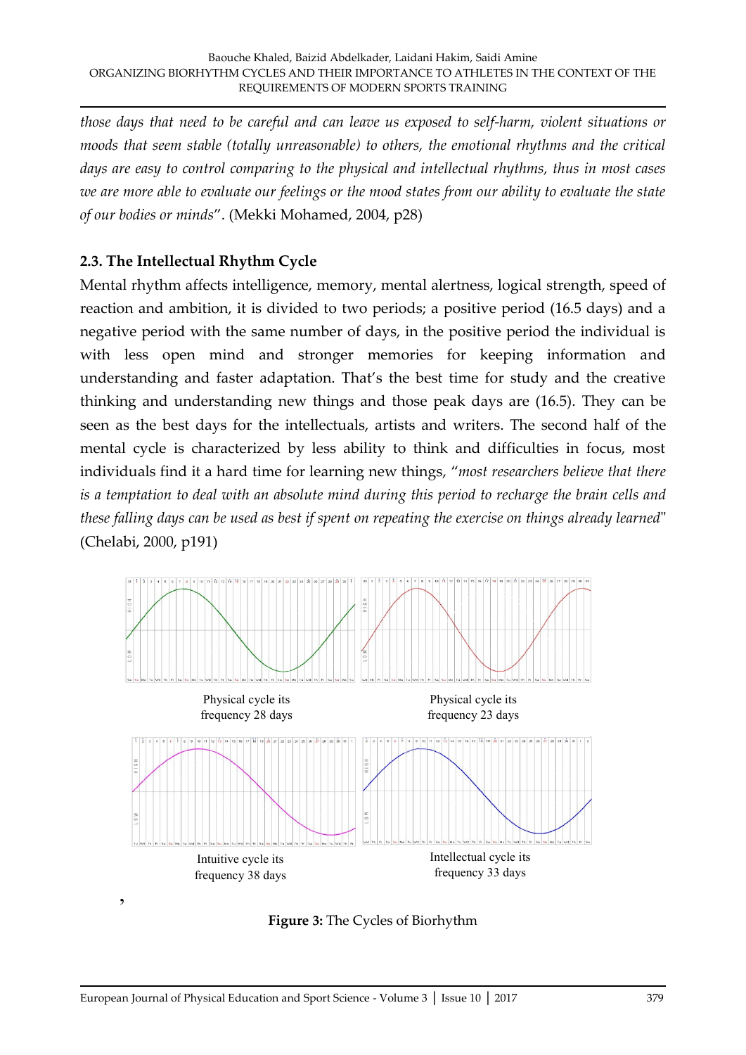*those days that need to be careful and can leave us exposed to self-harm, violent situations or moods that seem stable (totally unreasonable) to others, the emotional rhythms and the critical days are easy to control comparing to the physical and intellectual rhythms, thus in most cases we are more able to evaluate our feelings or the mood states from our ability to evaluate the state of our bodies or minds*". (Mekki Mohamed, 2004, p28)

### 2.3. The Intellectual Rhythm Cycle

Mental rhythm affects intelligence, memory, mental alertness, logical strength, speed of reaction and ambition, it is divided to two periods; a positive period (16.5 days) and a negative period with the same number of days, in the positive period the individual is with less open mind and stronger memories for keeping information and understanding and faster adaptation. That's the best time for study and the creative thinking and understanding new things and those peak days are (16.5). They can be seen as the best days for the intellectuals, artists and writers. The second half of the mental cycle is characterized by less ability to think and difficulties in focus, most individuals find it a hard time for learning new things, "*most researchers believe that there is a temptation to deal with an absolute mind during this period to recharge the brain cells and these falling days can be used as best if spent on repeating the exercise on things already learned*" (Chelabi, 2000, p191)

Physical cycle its frequency 28 days

Physical cycle its frequency 23 days

Intuitive cycle its frequency 38 days

Intellectual cycle its frequency 33 days

,

**Figure 3:** The Cycles of Biorhythm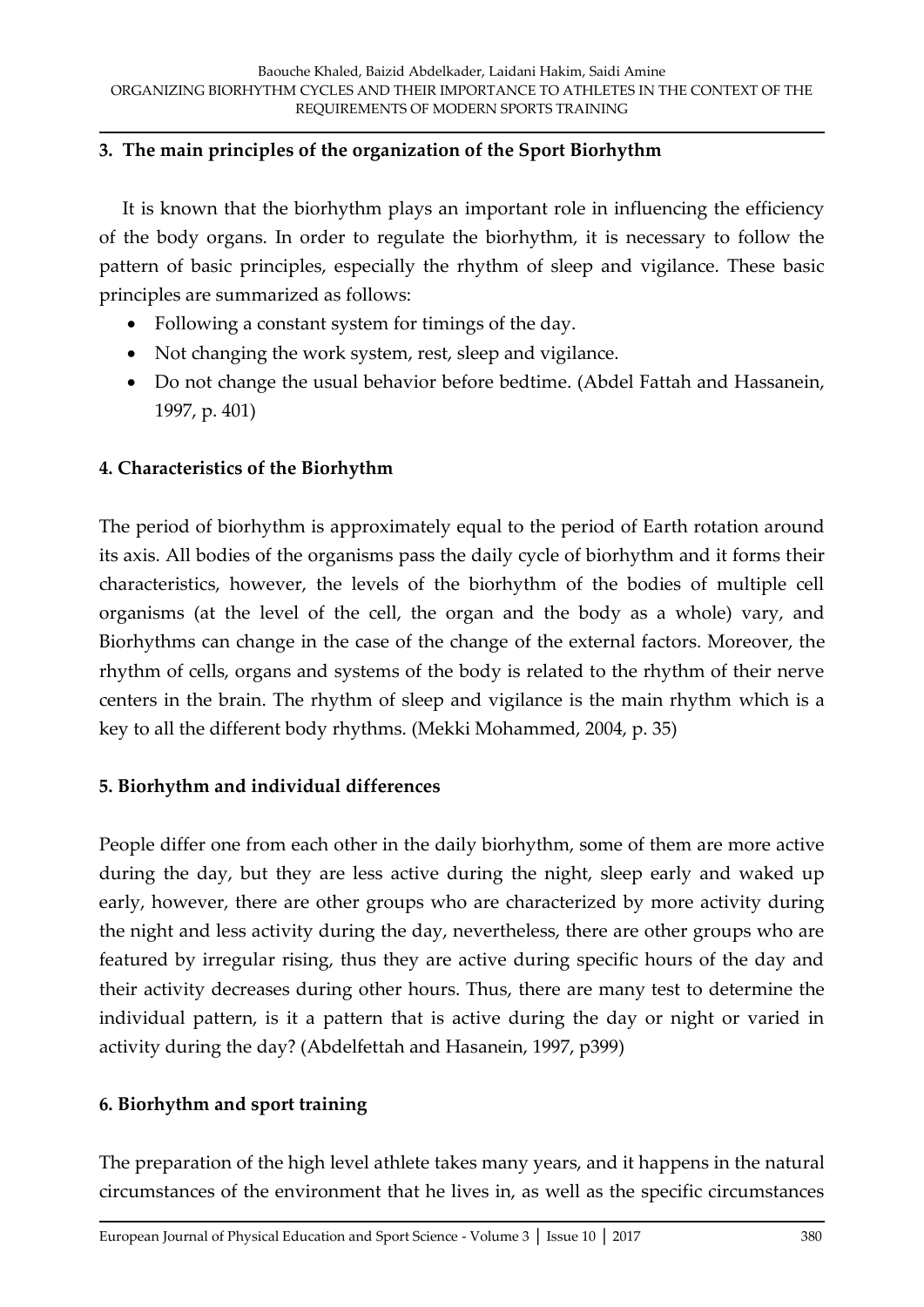## 3. The main principles of the organization of the Sport Biorhythm

It is known that the biorhythm plays an important role in influencing the efficiency of the body organs. In order to regulate the biorhythm, it is necessary to follow the pattern of basic principles, especially the rhythm of sleep and vigilance. These basic principles are summarized as follows:

- Following a constant system for timings of the day.
- Not changing the work system, rest, sleep and vigilance.
- Do not change the usual behavior before bedtime. (Abdel Fattah and Hassanein, 1997, p. 401)

## 4. Characteristics of the Biorhythm

The period of biorhythm is approximately equal to the period of Earth rotation around its axis. All bodies of the organisms pass the daily cycle of biorhythm and it forms their characteristics, however, the levels of the biorhythm of the bodies of multiple cell organisms (at the level of the cell, the organ and the body as a whole) vary, and Biorhythms can change in the case of the change of the external factors. Moreover, the rhythm of cells, organs and systems of the body is related to the rhythm of their nerve centers in the brain. The rhythm of sleep and vigilance is the main rhythm which is a key to all the different body rhythms. (Mekki Mohammed, 2004, p. 35)

## 5. Biorhythm and individual differences

People differ one from each other in the daily biorhythm, some of them are more active during the day, but they are less active during the night, sleep early and waked up early, however, there are other groups who are characterized by more activity during the night and less activity during the day, nevertheless, there are other groups who are featured by irregular rising, thus they are active during specific hours of the day and their activity decreases during other hours. Thus, there are many test to determine the individual pattern, is it a pattern that is active during the day or night or varied in activity during the day? (Abdelfettah and Hasanein, 1997, p399)

## 6. Biorhythm and sport training

The preparation of the high level athlete takes many years, and it happens in the natural circumstances of the environment that he lives in, as well as the specific circumstances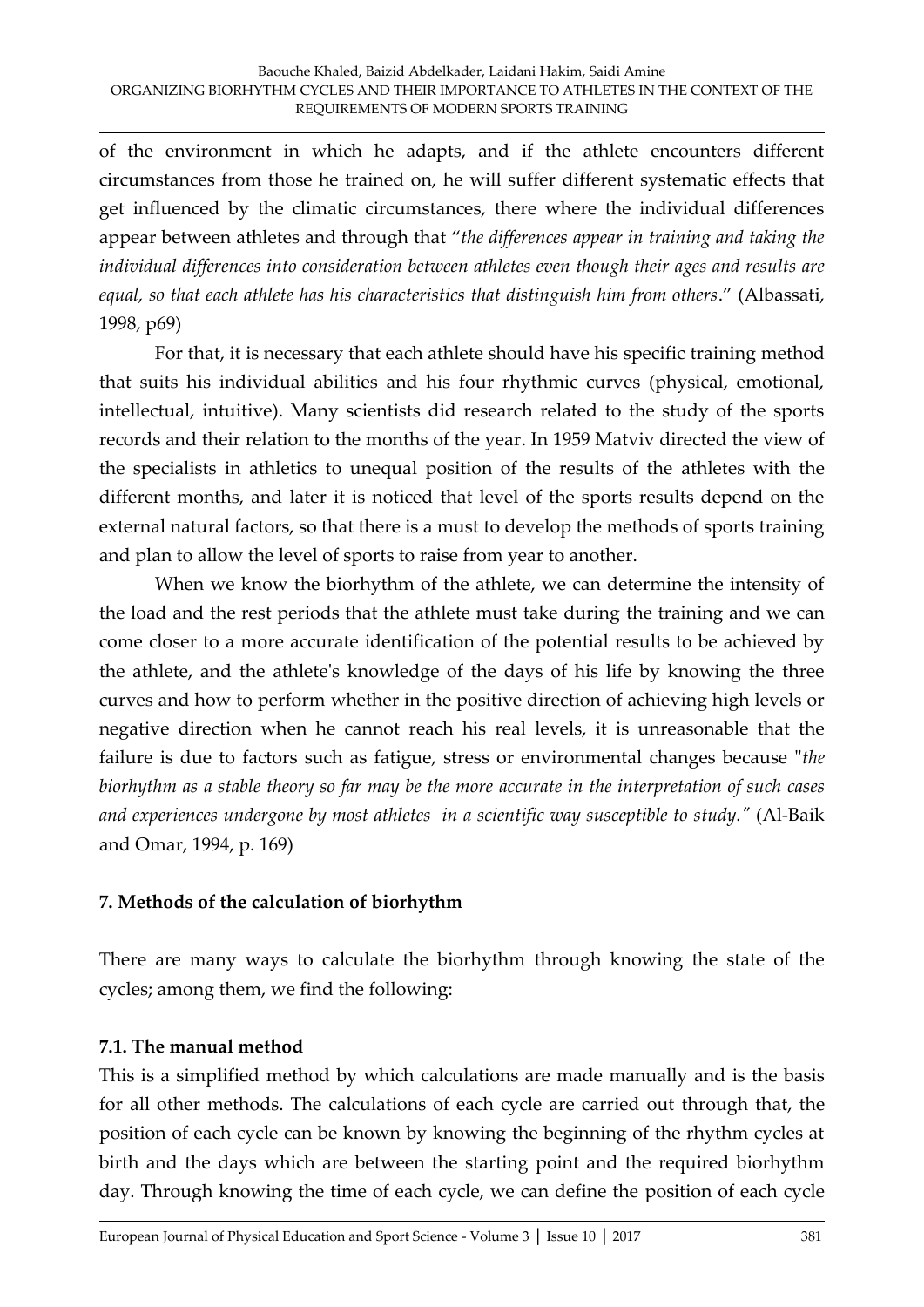of the environment in which he adapts, and if the athlete encounters different circumstances from those he trained on, he will suffer different systematic effects that get influenced by the climatic circumstances, there where the individual differences appear between athletes and through that "*the differences appear in training and taking the individual differences into consideration between athletes even though their ages and results are equal, so that each athlete has his characteristics that distinguish him from others*." (Albassati, 1998, p69)

For that, it is necessary that each athlete should have his specific training method that suits his individual abilities and his four rhythmic curves (physical, emotional, intellectual, intuitive). Many scientists did research related to the study of the sports records and their relation to the months of the year. In 1959 Matviv directed the view of the specialists in athletics to unequal position of the results of the athletes with the different months, and later it is noticed that level of the sports results depend on the external natural factors, so that there is a must to develop the methods of sports training and plan to allow the level of sports to raise from year to another.

When we know the biorhythm of the athlete, we can determine the intensity of the load and the rest periods that the athlete must take during the training and we can come closer to a more accurate identification of the potential results to be achieved by the athlete, and the athlete's knowledge of the days of his life by knowing the three curves and how to perform whether in the positive direction of achieving high levels or negative direction when he cannot reach his real levels, it is unreasonable that the failure is due to factors such as fatigue, stress or environmental changes because "*the biorhythm as a stable theory so far may be the more accurate in the interpretation of such cases and experiences undergone by most athletes in a scientific way susceptible to study.*" (Al-Baik and Omar, 1994, p. 169)

## 7. Methods of the calculation of biorhythm

There are many ways to calculate the biorhythm through knowing the state of the cycles; among them, we find the following:

### 7.1. The manual method

This is a simplified method by which calculations are made manually and is the basis for all other methods. The calculations of each cycle are carried out through that, the position of each cycle can be known by knowing the beginning of the rhythm cycles at birth and the days which are between the starting point and the required biorhythm day. Through knowing the time of each cycle, we can define the position of each cycle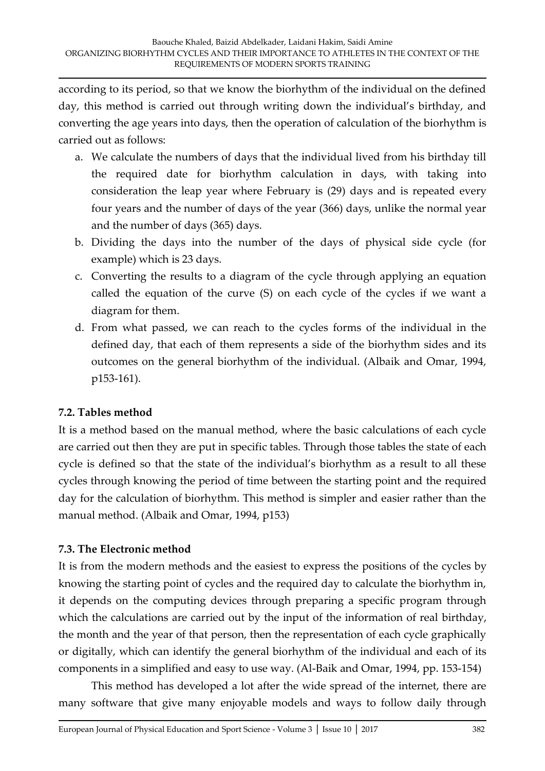according to its period, so that we know the biorhythm of the individual on the defined day, this method is carried out through writing down the individual's birthday, and converting the age years into days, then the operation of calculation of the biorhythm is carried out as follows:

a. We calculate the numbers of days that the individual lived from his birthday till the required date for biorhythm calculation in days, with taking into consideration the leap year where February is (29) days and is repeated every four years and the number of days of the year (366) days, unlike the normal year and the number of days (365) days.
b. Dividing the days into the number of the days of physical side cycle (for example) which is 23 days.
c. Converting the results to a diagram of the cycle through applying an equation called the equation of the curve (S) on each cycle of the cycles if we want a diagram for them.
d. From what passed, we can reach to the cycles forms of the individual in the defined day, that each of them represents a side of the biorhythm sides and its outcomes on the general biorhythm of the individual. (Albaik and Omar, 1994, p153-161).

### 7.2. Tables method

It is a method based on the manual method, where the basic calculations of each cycle are carried out then they are put in specific tables. Through those tables the state of each cycle is defined so that the state of the individual's biorhythm as a result to all these cycles through knowing the period of time between the starting point and the required day for the calculation of biorhythm. This method is simpler and easier rather than the manual method. (Albaik and Omar, 1994, p153)

### 7.3. The Electronic method

It is from the modern methods and the easiest to express the positions of the cycles by knowing the starting point of cycles and the required day to calculate the biorhythm in, it depends on the computing devices through preparing a specific program through which the calculations are carried out by the input of the information of real birthday, the month and the year of that person, then the representation of each cycle graphically or digitally, which can identify the general biorhythm of the individual and each of its components in a simplified and easy to use way. (Al-Baik and Omar, 1994, pp. 153-154)

This method has developed a lot after the wide spread of the internet, there are many software that give many enjoyable models and ways to follow daily through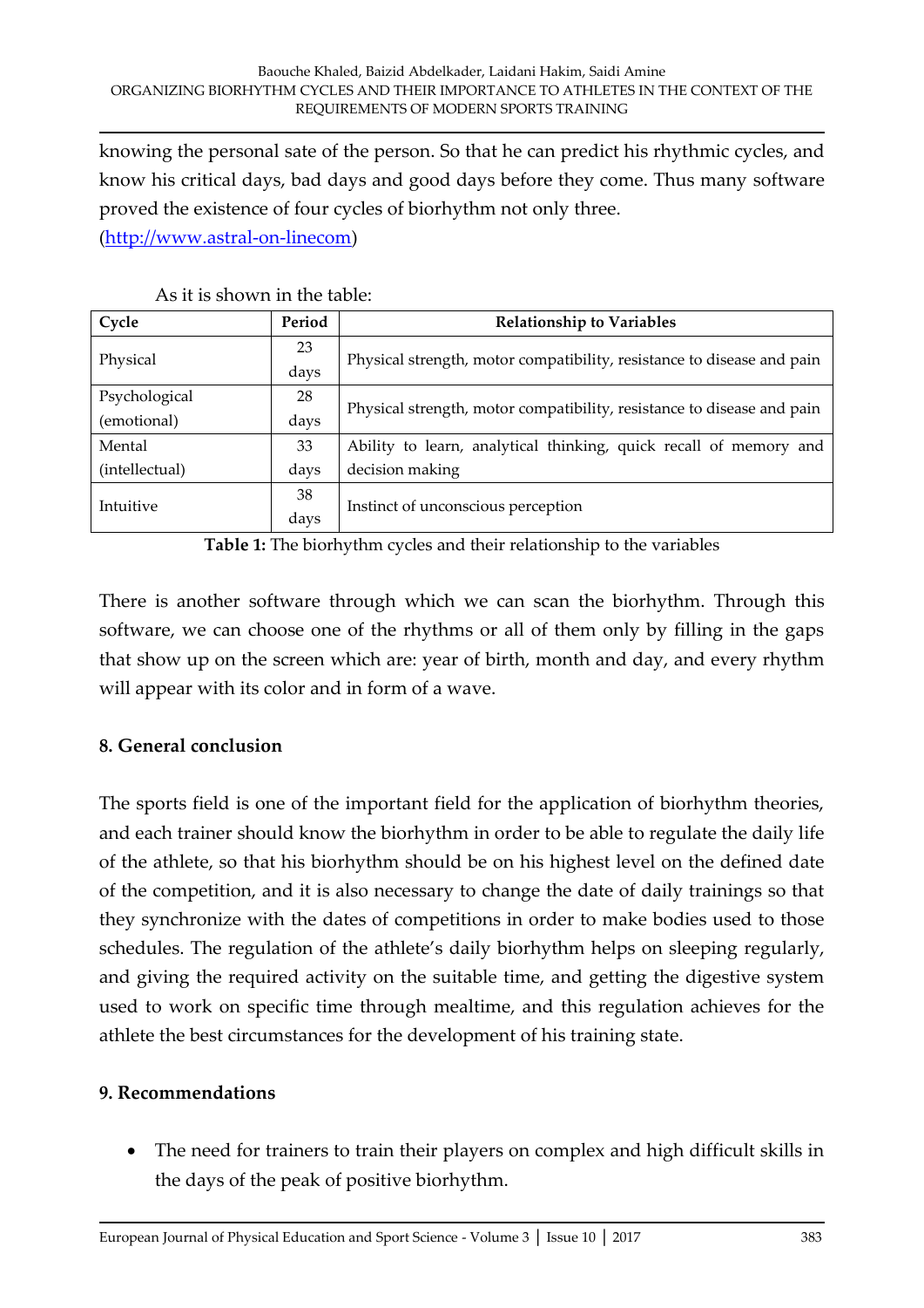knowing the personal sate of the person. So that he can predict his rhythmic cycles, and know his critical days, bad days and good days before they come. Thus many software proved the existence of four cycles of biorhythm not only three. (http://www.astral-on-linecom)

As it is shown in the table:

| Cycle | Period | Relationship to Variables |
|---|---|---|
| Physical | 23 days | Physical strength, motor compatibility, resistance to disease and pain |
| Psychological (emotional) | 28 days | Physical strength, motor compatibility, resistance to disease and pain |
| Mental (intellectual) | 33 days | Ability to learn, analytical thinking, quick recall of memory and decision making |
| Intuitive | 38 days | Instinct of unconscious perception |

**Table 1:** The biorhythm cycles and their relationship to the variables

There is another software through which we can scan the biorhythm. Through this software, we can choose one of the rhythms or all of them only by filling in the gaps that show up on the screen which are: year of birth, month and day, and every rhythm will appear with its color and in form of a wave.

## 8. General conclusion

The sports field is one of the important field for the application of biorhythm theories, and each trainer should know the biorhythm in order to be able to regulate the daily life of the athlete, so that his biorhythm should be on his highest level on the defined date of the competition, and it is also necessary to change the date of daily trainings so that they synchronize with the dates of competitions in order to make bodies used to those schedules. The regulation of the athlete's daily biorhythm helps on sleeping regularly, and giving the required activity on the suitable time, and getting the digestive system used to work on specific time through mealtime, and this regulation achieves for the athlete the best circumstances for the development of his training state.

## 9. Recommendations

- The need for trainers to train their players on complex and high difficult skills in the days of the peak of positive biorhythm.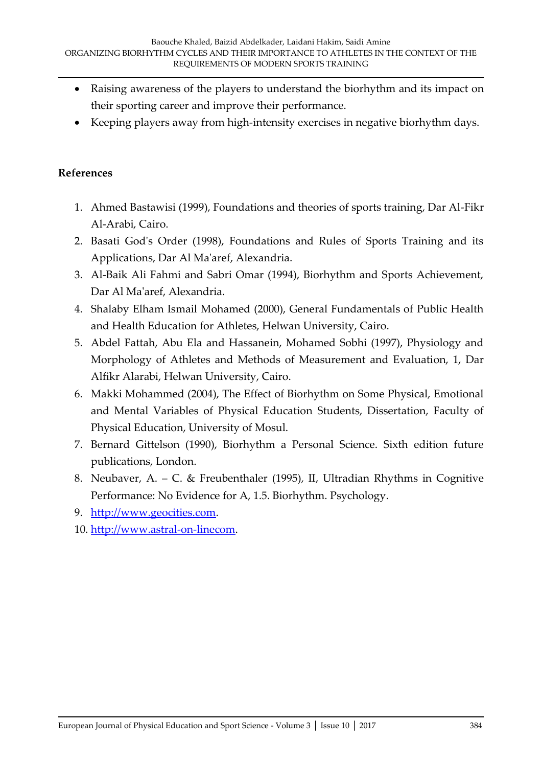- Raising awareness of the players to understand the biorhythm and its impact on their sporting career and improve their performance.
- Keeping players away from high-intensity exercises in negative biorhythm days.

## References

1. Ahmed Bastawisi (1999), Foundations and theories of sports training, Dar Al-Fikr Al-Arabi, Cairo.
2. Basati God's Order (1998), Foundations and Rules of Sports Training and its Applications, Dar Al Ma'aref, Alexandria.
3. Al-Baik Ali Fahmi and Sabri Omar (1994), Biorhythm and Sports Achievement, Dar Al Ma'aref, Alexandria.
4. Shalaby Elham Ismail Mohamed (2000), General Fundamentals of Public Health and Health Education for Athletes, Helwan University, Cairo.
5. Abdel Fattah, Abu Ela and Hassanein, Mohamed Sobhi (1997), Physiology and Morphology of Athletes and Methods of Measurement and Evaluation, 1, Dar Alfikr Alarabi, Helwan University, Cairo.
6. Makki Mohammed (2004), The Effect of Biorhythm on Some Physical, Emotional and Mental Variables of Physical Education Students, Dissertation, Faculty of Physical Education, University of Mosul.
7. Bernard Gittelson (1990), Biorhythm a Personal Science. Sixth edition future publications, London.
8. Neubaver, A. – C. & Freubenthaler (1995), II, Ultradian Rhythms in Cognitive Performance: No Evidence for A, 1.5. Biorhythm. Psychology.
9. http://www.geocities.com.
10. http://www.astral-on-linecom.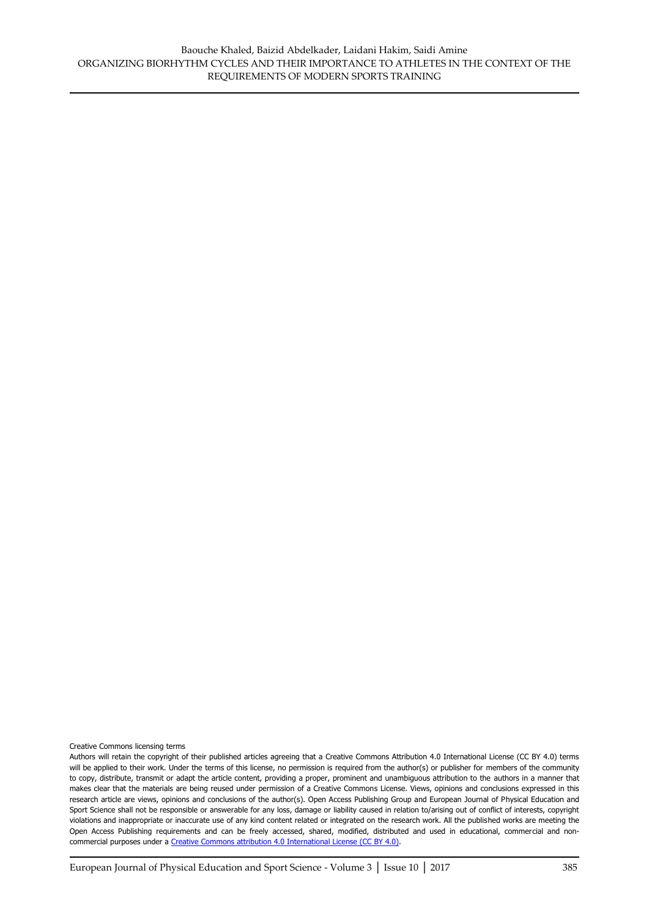Creative Commons licensing terms

Authors will retain the copyright of their published articles agreeing that a Creative Commons Attribution 4.0 International License (CC BY 4.0) terms will be applied to their work. Under the terms of this license, no permission is required from the author(s) or publisher for members of the community to copy, distribute, transmit or adapt the article content, providing a proper, prominent and unambiguous attribution to the authors in a manner that makes clear that the materials are being reused under permission of a Creative Commons License. Views, opinions and conclusions expressed in this research article are views, opinions and conclusions of the author(s). Open Access Publishing Group and European Journal of Physical Education and Sport Science shall not be responsible or answerable for any loss, damage or liability caused in relation to/arising out of conflict of interests, copyright violations and inappropriate or inaccurate use of any kind content related or integrated on the research work. All the published works are meeting the Open Access Publishing requirements and can be freely accessed, shared, modified, distributed and used in educational, commercial and non-commercial purposes under a [Creative Commons attribution 4.0 International License (CC BY 4.0)](https://creativecommons.org/licenses/by/4.0/).